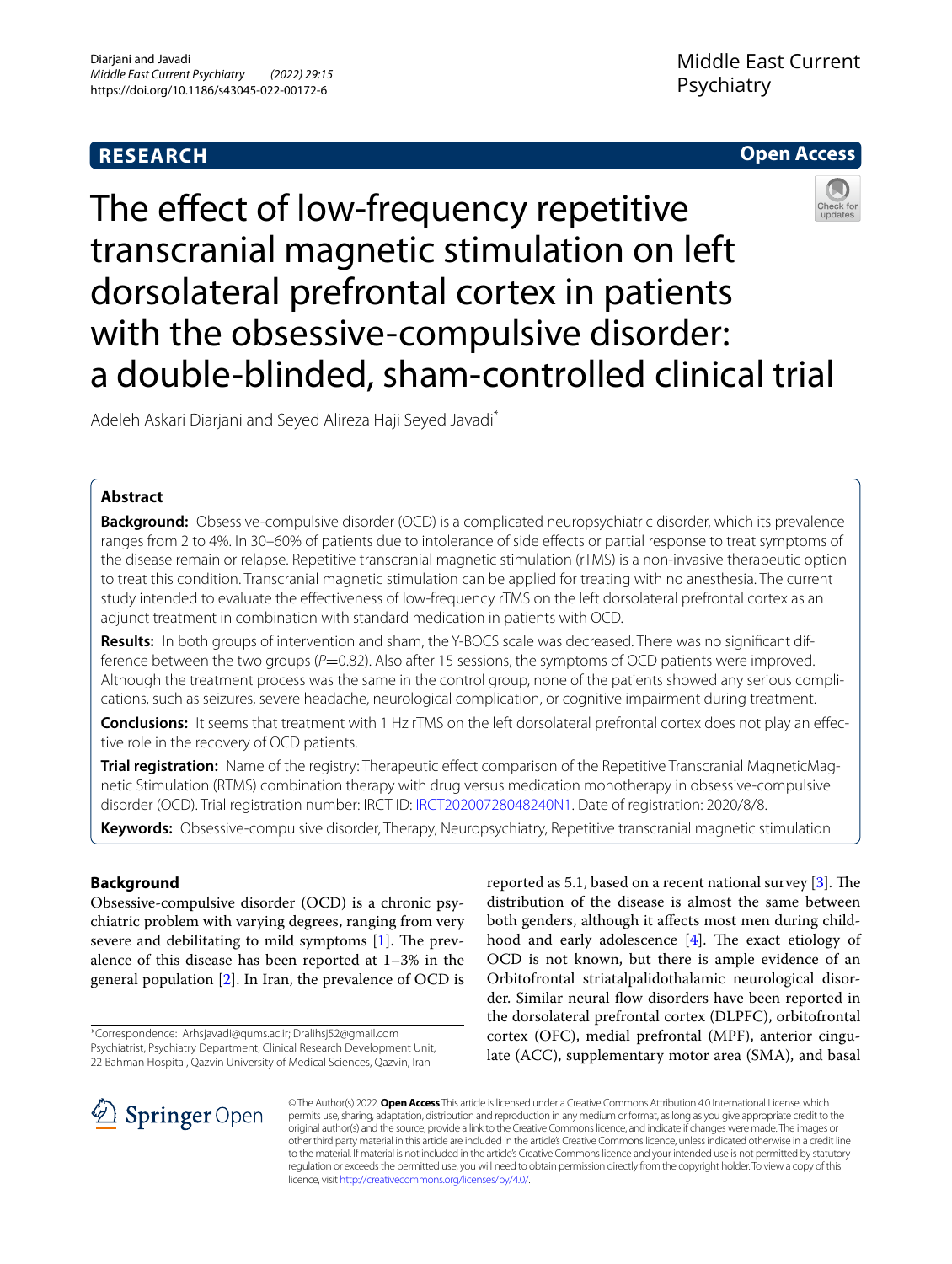**RESEARCH** **Open Access**

# The effect of low-frequency repetitive transcranial magnetic stimulation on left dorsolateral prefrontal cortex in patients with the obsessive-compulsive disorder: a double-blinded, sham-controlled clinical trial

Adeleh Askari Diarjani and Seyed Alireza Haji Seyed Javadi*

## Abstract

**Background:** Obsessive-compulsive disorder (OCD) is a complicated neuropsychiatric disorder, which its prevalence ranges from 2 to 4%. In 30–60% of patients due to intolerance of side effects or partial response to treat symptoms of the disease remain or relapse. Repetitive transcranial magnetic stimulation (rTMS) is a non-invasive therapeutic option to treat this condition. Transcranial magnetic stimulation can be applied for treating with no anesthesia. The current study intended to evaluate the effectiveness of low-frequency rTMS on the left dorsolateral prefrontal cortex as an adjunct treatment in combination with standard medication in patients with OCD.

**Results:** In both groups of intervention and sham, the Y-BOCS scale was decreased. There was no significant difference between the two groups ($P$=0.82). Also after 15 sessions, the symptoms of OCD patients were improved. Although the treatment process was the same in the control group, none of the patients showed any serious complications, such as seizures, severe headache, neurological complication, or cognitive impairment during treatment.

**Conclusions:** It seems that treatment with 1 Hz rTMS on the left dorsolateral prefrontal cortex does not play an effective role in the recovery of OCD patients.

**Trial registration:** Name of the registry: Therapeutic effect comparison of the Repetitive Transcranial MagneticMagnetic Stimulation (RTMS) combination therapy with drug versus medication monotherapy in obsessive-compulsive disorder (OCD). Trial registration number: IRCT ID: IRCT20200728048240N1. Date of registration: 2020/8/8.

**Keywords:** Obsessive-compulsive disorder, Therapy, Neuropsychiatry, Repetitive transcranial magnetic stimulation

## Background

Obsessive-compulsive disorder (OCD) is a chronic psychiatric problem with varying degrees, ranging from very severe and debilitating to mild symptoms [1]. The prevalence of this disease has been reported at 1–3% in the general population [2]. In Iran, the prevalence of OCD is reported as 5.1, based on a recent national survey [3]. The distribution of the disease is almost the same between both genders, although it affects most men during childhood and early adolescence [4]. The exact etiology of OCD is not known, but there is ample evidence of an Orbitofrontal striatalpalidothalamic neurological disorder. Similar neural flow disorders have been reported in the dorsolateral prefrontal cortex (DLPFC), orbitofrontal cortex (OFC), medial prefrontal (MPF), anterior cingulate (ACC), supplementary motor area (SMA), and basal

*Correspondence: Arhsjavadi@qums.ac.ir; Dralihsj52@gmail.com
Psychiatrist, Psychiatry Department, Clinical Research Development Unit, 22 Bahman Hospital, Qazvin University of Medical Sciences, Qazvin, Iran

© The Author(s) 2022. **Open Access** This article is licensed under a Creative Commons Attribution 4.0 International License, which permits use, sharing, adaptation, distribution and reproduction in any medium or format, as long as you give appropriate credit to the original author(s) and the source, provide a link to the Creative Commons licence, and indicate if changes were made. The images or other third party material in this article are included in the article's Creative Commons licence, unless indicated otherwise in a credit line to the material. If material is not included in the article's Creative Commons licence and your intended use is not permitted by statutory regulation or exceeds the permitted use, you will need to obtain permission directly from the copyright holder. To view a copy of this licence, visit http://creativecommons.org/licenses/by/4.0/.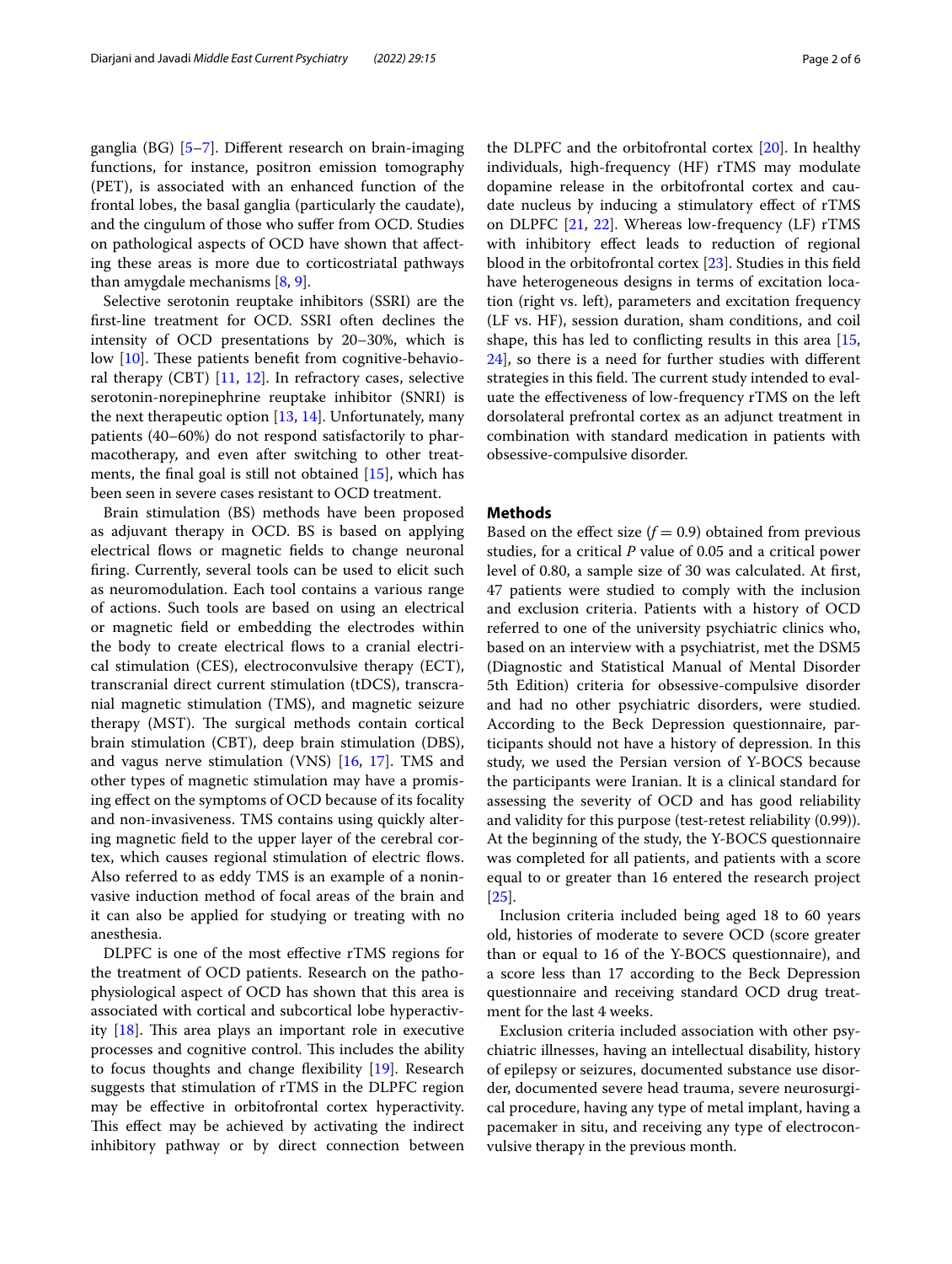ganglia (BG) [5–7]. Different research on brain-imaging functions, for instance, positron emission tomography (PET), is associated with an enhanced function of the frontal lobes, the basal ganglia (particularly the caudate), and the cingulum of those who suffer from OCD. Studies on pathological aspects of OCD have shown that affecting these areas is more due to corticostriatal pathways than amygdale mechanisms [8, 9].

Selective serotonin reuptake inhibitors (SSRI) are the first-line treatment for OCD. SSRI often declines the intensity of OCD presentations by 20–30%, which is low [10]. These patients benefit from cognitive-behavioral therapy (CBT) [11, 12]. In refractory cases, selective serotonin-norepinephrine reuptake inhibitor (SNRI) is the next therapeutic option [13, 14]. Unfortunately, many patients (40–60%) do not respond satisfactorily to pharmacotherapy, and even after switching to other treatments, the final goal is still not obtained [15], which has been seen in severe cases resistant to OCD treatment.

Brain stimulation (BS) methods have been proposed as adjuvant therapy in OCD. BS is based on applying electrical flows or magnetic fields to change neuronal firing. Currently, several tools can be used to elicit such as neuromodulation. Each tool contains a various range of actions. Such tools are based on using an electrical or magnetic field or embedding the electrodes within the body to create electrical flows to a cranial electrical stimulation (CES), electroconvulsive therapy (ECT), transcranial direct current stimulation (tDCS), transcranial magnetic stimulation (TMS), and magnetic seizure therapy (MST). The surgical methods contain cortical brain stimulation (CBT), deep brain stimulation (DBS), and vagus nerve stimulation (VNS) [16, 17]. TMS and other types of magnetic stimulation may have a promising effect on the symptoms of OCD because of its focality and non-invasiveness. TMS contains using quickly altering magnetic field to the upper layer of the cerebral cortex, which causes regional stimulation of electric flows. Also referred to as eddy TMS is an example of a noninvasive induction method of focal areas of the brain and it can also be applied for studying or treating with no anesthesia.

DLPFC is one of the most effective rTMS regions for the treatment of OCD patients. Research on the pathophysiological aspect of OCD has shown that this area is associated with cortical and subcortical lobe hyperactivity [18]. This area plays an important role in executive processes and cognitive control. This includes the ability to focus thoughts and change flexibility [19]. Research suggests that stimulation of rTMS in the DLPFC region may be effective in orbitofrontal cortex hyperactivity. This effect may be achieved by activating the indirect inhibitory pathway or by direct connection between the DLPFC and the orbitofrontal cortex [20]. In healthy individuals, high-frequency (HF) rTMS may modulate dopamine release in the orbitofrontal cortex and caudate nucleus by inducing a stimulatory effect of rTMS on DLPFC [21, 22]. Whereas low-frequency (LF) rTMS with inhibitory effect leads to reduction of regional blood in the orbitofrontal cortex [23]. Studies in this field have heterogeneous designs in terms of excitation location (right vs. left), parameters and excitation frequency (LF vs. HF), session duration, sham conditions, and coil shape, this has led to conflicting results in this area [15, 24], so there is a need for further studies with different strategies in this field. The current study intended to evaluate the effectiveness of low-frequency rTMS on the left dorsolateral prefrontal cortex as an adjunct treatment in combination with standard medication in patients with obsessive-compulsive disorder.

## Methods

Based on the effect size ($f = 0.9$) obtained from previous studies, for a critical $P$ value of 0.05 and a critical power level of 0.80, a sample size of 30 was calculated. At first, 47 patients were studied to comply with the inclusion and exclusion criteria. Patients with a history of OCD referred to one of the university psychiatric clinics who, based on an interview with a psychiatrist, met the DSM5 (Diagnostic and Statistical Manual of Mental Disorder 5th Edition) criteria for obsessive-compulsive disorder and had no other psychiatric disorders, were studied. According to the Beck Depression questionnaire, participants should not have a history of depression. In this study, we used the Persian version of Y-BOCS because the participants were Iranian. It is a clinical standard for assessing the severity of OCD and has good reliability and validity for this purpose (test-retest reliability (0.99)). At the beginning of the study, the Y-BOCS questionnaire was completed for all patients, and patients with a score equal to or greater than 16 entered the research project [25].

Inclusion criteria included being aged 18 to 60 years old, histories of moderate to severe OCD (score greater than or equal to 16 of the Y-BOCS questionnaire), and a score less than 17 according to the Beck Depression questionnaire and receiving standard OCD drug treatment for the last 4 weeks.

Exclusion criteria included association with other psychiatric illnesses, having an intellectual disability, history of epilepsy or seizures, documented substance use disorder, documented severe head trauma, severe neurosurgical procedure, having any type of metal implant, having a pacemaker in situ, and receiving any type of electroconvulsive therapy in the previous month.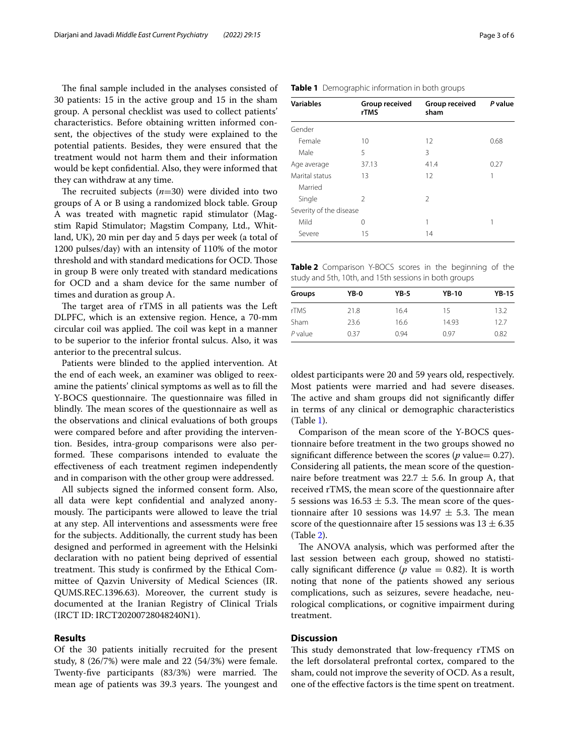The final sample included in the analyses consisted of 30 patients: 15 in the active group and 15 in the sham group. A personal checklist was used to collect patients' characteristics. Before obtaining written informed consent, the objectives of the study were explained to the potential patients. Besides, they were ensured that the treatment would not harm them and their information would be kept confidential. Also, they were informed that they can withdraw at any time.

The recruited subjects ($n$=30) were divided into two groups of A or B using a randomized block table. Group A was treated with magnetic rapid stimulator (Magstim Rapid Stimulator; Magstim Company, Ltd., Whitland, UK), 20 min per day and 5 days per week (a total of 1200 pulses/day) with an intensity of 110% of the motor threshold and with standard medications for OCD. Those in group B were only treated with standard medications for OCD and a sham device for the same number of times and duration as group A.

The target area of rTMS in all patients was the Left DLPFC, which is an extensive region. Hence, a 70-mm circular coil was applied. The coil was kept in a manner to be superior to the inferior frontal sulcus. Also, it was anterior to the precentral sulcus.

Patients were blinded to the applied intervention. At the end of each week, an examiner was obliged to reexamine the patients' clinical symptoms as well as to fill the Y-BOCS questionnaire. The questionnaire was filled in blindly. The mean scores of the questionnaire as well as the observations and clinical evaluations of both groups were compared before and after providing the intervention. Besides, intra-group comparisons were also performed. These comparisons intended to evaluate the effectiveness of each treatment regimen independently and in comparison with the other group were addressed.

All subjects signed the informed consent form. Also, all data were kept confidential and analyzed anonymously. The participants were allowed to leave the trial at any step. All interventions and assessments were free for the subjects. Additionally, the current study has been designed and performed in agreement with the Helsinki declaration with no patient being deprived of essential treatment. This study is confirmed by the Ethical Committee of Qazvin University of Medical Sciences (IR.QUMS.REC.1396.63). Moreover, the current study is documented at the Iranian Registry of Clinical Trials (IRCT ID: IRCT20200728048240N1).

## Results

Of the 30 patients initially recruited for the present study, 8 (26/7%) were male and 22 (54/3%) were female. Twenty-five participants (83/3%) were married. The mean age of patients was 39.3 years. The youngest and oldest participants were 20 and 59 years old, respectively. Most patients were married and had severe diseases. The active and sham groups did not significantly differ in terms of any clinical or demographic characteristics (Table 1).

**Table 1** Demographic information in both groups

| Variables | Group received rTMS | Group received sham | *P* value |
|---|---|---|---|
| Gender | | | |
| Female | 10 | 12 | 0.68 |
| Male | 5 | 3 | |
| Age average | 37.13 | 41.4 | 0.27 |
| Marital status | 13 | 12 | 1 |
| Married | | | |
| Single | 2 | 2 | |
| Severity of the disease | | | |
| Mild | 0 | 1 | 1 |
| Severe | 15 | 14 | |

Comparison of the mean score of the Y-BOCS questionnaire before treatment in the two groups showed no significant difference between the scores ($p$ value= 0.27). Considering all patients, the mean score of the questionnaire before treatment was $22.7 \pm 5.6$. In group A, that received rTMS, the mean score of the questionnaire after 5 sessions was $16.53 \pm 5.3$. The mean score of the questionnaire after 10 sessions was $14.97 \pm 5.3$. The mean score of the questionnaire after 15 sessions was $13 \pm 6.35$ (Table 2).

**Table 2** Comparison Y-BOCS scores in the beginning of the study and 5th, 10th, and 15th sessions in both groups

| Groups | YB-0 | YB-5 | YB-10 | YB-15 |
|---|---|---|---|---|
| rTMS | 21.8 | 16.4 | 15 | 13.2 |
| Sham | 23.6 | 16.6 | 14.93 | 12.7 |
| *P* value | 0.37 | 0.94 | 0.97 | 0.82 |

The ANOVA analysis, which was performed after the last session between each group, showed no statistically significant difference ($p$ value $= 0.82$). It is worth noting that none of the patients showed any serious complications, such as seizures, severe headache, neurological complications, or cognitive impairment during treatment.

## Discussion

This study demonstrated that low-frequency rTMS on the left dorsolateral prefrontal cortex, compared to the sham, could not improve the severity of OCD. As a result, one of the effective factors is the time spent on treatment.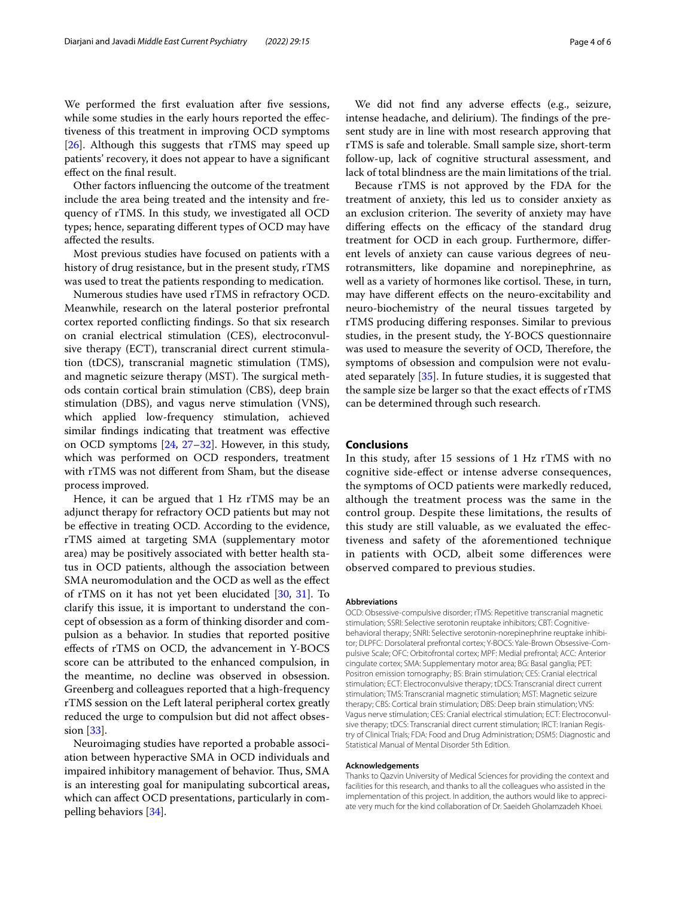We performed the first evaluation after five sessions, while some studies in the early hours reported the effectiveness of this treatment in improving OCD symptoms [26]. Although this suggests that rTMS may speed up patients' recovery, it does not appear to have a significant effect on the final result.

Other factors influencing the outcome of the treatment include the area being treated and the intensity and frequency of rTMS. In this study, we investigated all OCD types; hence, separating different types of OCD may have affected the results.

Most previous studies have focused on patients with a history of drug resistance, but in the present study, rTMS was used to treat the patients responding to medication.

Numerous studies have used rTMS in refractory OCD. Meanwhile, research on the lateral posterior prefrontal cortex reported conflicting findings. So that six research on cranial electrical stimulation (CES), electroconvulsive therapy (ECT), transcranial direct current stimulation (tDCS), transcranial magnetic stimulation (TMS), and magnetic seizure therapy (MST). The surgical methods contain cortical brain stimulation (CBS), deep brain stimulation (DBS), and vagus nerve stimulation (VNS), which applied low-frequency stimulation, achieved similar findings indicating that treatment was effective on OCD symptoms [24, 27–32]. However, in this study, which was performed on OCD responders, treatment with rTMS was not different from Sham, but the disease process improved.

Hence, it can be argued that 1 Hz rTMS may be an adjunct therapy for refractory OCD patients but may not be effective in treating OCD. According to the evidence, rTMS aimed at targeting SMA (supplementary motor area) may be positively associated with better health status in OCD patients, although the association between SMA neuromodulation and the OCD as well as the effect of rTMS on it has not yet been elucidated [30, 31]. To clarify this issue, it is important to understand the concept of obsession as a form of thinking disorder and compulsion as a behavior. In studies that reported positive effects of rTMS on OCD, the advancement in Y-BOCS score can be attributed to the enhanced compulsion, in the meantime, no decline was observed in obsession. Greenberg and colleagues reported that a high-frequency rTMS session on the Left lateral peripheral cortex greatly reduced the urge to compulsion but did not affect obsession [33].

Neuroimaging studies have reported a probable association between hyperactive SMA in OCD individuals and impaired inhibitory management of behavior. Thus, SMA is an interesting goal for manipulating subcortical areas, which can affect OCD presentations, particularly in compelling behaviors [34].

We did not find any adverse effects (e.g., seizure, intense headache, and delirium). The findings of the present study are in line with most research approving that rTMS is safe and tolerable. Small sample size, short-term follow-up, lack of cognitive structural assessment, and lack of total blindness are the main limitations of the trial.

Because rTMS is not approved by the FDA for the treatment of anxiety, this led us to consider anxiety as an exclusion criterion. The severity of anxiety may have differing effects on the efficacy of the standard drug treatment for OCD in each group. Furthermore, different levels of anxiety can cause various degrees of neurotransmitters, like dopamine and norepinephrine, as well as a variety of hormones like cortisol. These, in turn, may have different effects on the neuro-excitability and neuro-biochemistry of the neural tissues targeted by rTMS producing differing responses. Similar to previous studies, in the present study, the Y-BOCS questionnaire was used to measure the severity of OCD, Therefore, the symptoms of obsession and compulsion were not evaluated separately [35]. In future studies, it is suggested that the sample size be larger so that the exact effects of rTMS can be determined through such research.

## Conclusions

In this study, after 15 sessions of 1 Hz rTMS with no cognitive side-effect or intense adverse consequences, the symptoms of OCD patients were markedly reduced, although the treatment process was the same in the control group. Despite these limitations, the results of this study are still valuable, as we evaluated the effectiveness and safety of the aforementioned technique in patients with OCD, albeit some differences were observed compared to previous studies.

#### Abbreviations

OCD: Obsessive-compulsive disorder; rTMS: Repetitive transcranial magnetic stimulation; SSRI: Selective serotonin reuptake inhibitors; CBT: Cognitive-behavioral therapy; SNRI: Selective serotonin-norepinephrine reuptake inhibitor; DLPFC: Dorsolateral prefrontal cortex; Y-BOCS: Yale-Brown Obsessive-Compulsive Scale; OFC: Orbitofrontal cortex; MPF: Medial prefrontal; ACC: Anterior cingulate cortex; SMA: Supplementary motor area; BG: Basal ganglia; PET: Positron emission tomography; BS: Brain stimulation; CES: Cranial electrical stimulation; ECT: Electroconvulsive therapy; tDCS: Transcranial direct current stimulation; TMS: Transcranial magnetic stimulation; MST: Magnetic seizure therapy; CBS: Cortical brain stimulation; DBS: Deep brain stimulation; VNS: Vagus nerve stimulation; CES: Cranial electrical stimulation; ECT: Electroconvulsive therapy; tDCS: Transcranial direct current stimulation; IRCT: Iranian Registry of Clinical Trials; FDA: Food and Drug Administration; DSM5: Diagnostic and Statistical Manual of Mental Disorder 5th Edition.

#### Acknowledgements

Thanks to Qazvin University of Medical Sciences for providing the context and facilities for this research, and thanks to all the colleagues who assisted in the implementation of this project. In addition, the authors would like to appreciate very much for the kind collaboration of Dr. Saeideh Gholamzadeh Khoei.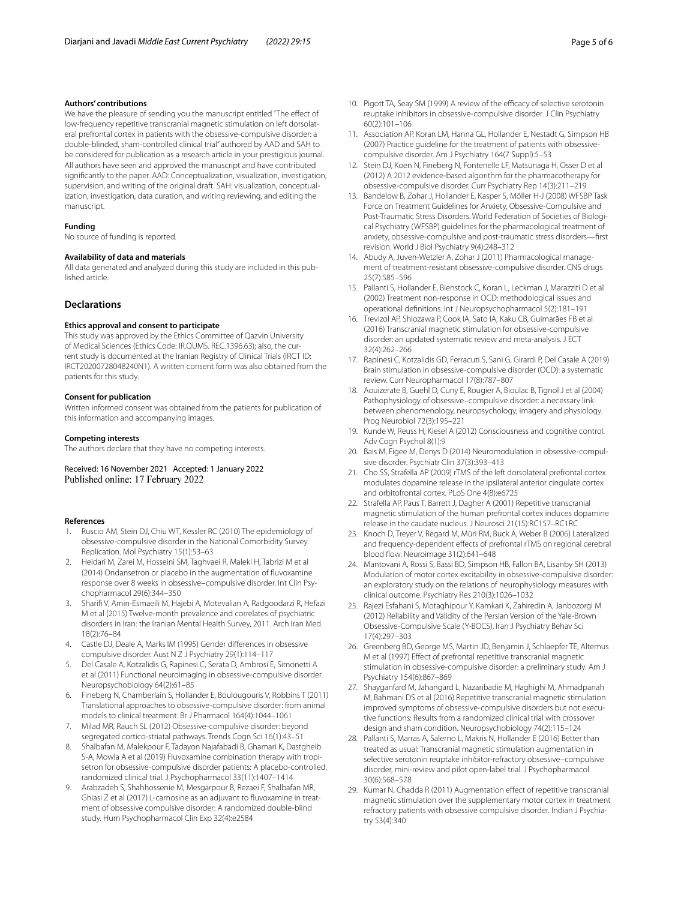#### Authors' contributions

We have the pleasure of sending you the manuscript entitled "The effect of low-frequency repetitive transcranial magnetic stimulation on left dorsolateral prefrontal cortex in patients with the obsessive-compulsive disorder: a double-blinded, sham-controlled clinical trial" authored by AAD and SAH to be considered for publication as a research article in your prestigious journal. All authors have seen and approved the manuscript and have contributed significantly to the paper. AAD: Conceptualization, visualization, investigation, supervision, and writing of the original draft. SAH: visualization, conceptualization, investigation, data curation, and writing reviewing, and editing the manuscript.

#### Funding

No source of funding is reported.

#### Availability of data and materials

All data generated and analyzed during this study are included in this published article.

## Declarations

#### Ethics approval and consent to participate

This study was approved by the Ethics Committee of Qazvin University of Medical Sciences (Ethics Code: IR.QUMS. REC.1396.63); also, the current study is documented at the Iranian Registry of Clinical Trials (IRCT ID: IRCT20200728048240N1). A written consent form was also obtained from the patients for this study.

#### Consent for publication

Written informed consent was obtained from the patients for publication of this information and accompanying images.

#### Competing interests

The authors declare that they have no competing interests.

Received: 16 November 2021 Accepted: 1 January 2022
Published online: 17 February 2022

#### References

1. Ruscio AM, Stein DJ, Chiu WT, Kessler RC (2010) The epidemiology of obsessive-compulsive disorder in the National Comorbidity Survey Replication. Mol Psychiatry 15(1):53–63
2. Heidari M, Zarei M, Hosseini SM, Taghvaei R, Maleki H, Tabrizi M et al (2014) Ondansetron or placebo in the augmentation of fluvoxamine response over 8 weeks in obsessive–compulsive disorder. Int Clin Psychopharmacol 29(6):344–350
3. Sharifi V, Amin-Esmaeili M, Hajebi A, Motevalian A, Radgoodarzi R, Hefazi M et al (2015) Twelve-month prevalence and correlates of psychiatric disorders in Iran: the Iranian Mental Health Survey, 2011. Arch Iran Med 18(2):76–84
4. Castle DJ, Deale A, Marks IM (1995) Gender differences in obsessive compulsive disorder. Aust N Z J Psychiatry 29(1):114–117
5. Del Casale A, Kotzalidis G, Rapinesi C, Serata D, Ambrosi E, Simonetti A et al (2011) Functional neuroimaging in obsessive-compulsive disorder. Neuropsychobiology 64(2):61–85
6. Fineberg N, Chamberlain S, Hollander E, Boulougouris V, Robbins T (2011) Translational approaches to obsessive-compulsive disorder: from animal models to clinical treatment. Br J Pharmacol 164(4):1044–1061
7. Milad MR, Rauch SL (2012) Obsessive-compulsive disorder: beyond segregated cortico-striatal pathways. Trends Cogn Sci 16(1):43–51
8. Shalbafan M, Malekpour F, Tadayon Najafabadi B, Ghamari K, Dastgheib S-A, Mowla A et al (2019) Fluvoxamine combination therapy with tropisetron for obsessive-compulsive disorder patients: A placebo-controlled, randomized clinical trial. J Psychopharmacol 33(11):1407–1414
9. Arabzadeh S, Shahhossenie M, Mesgarpour B, Rezaei F, Shalbafan MR, Ghiasi Z et al (2017) L-carnosine as an adjuvant to fluvoxamine in treatment of obsessive compulsive disorder: A randomized double-blind study. Hum Psychopharmacol Clin Exp 32(4):e2584
10. Pigott TA, Seay SM (1999) A review of the efficacy of selective serotonin reuptake inhibitors in obsessive-compulsive disorder. J Clin Psychiatry 60(2):101–106
11. Association AP, Koran LM, Hanna GL, Hollander E, Nestadt G, Simpson HB (2007) Practice guideline for the treatment of patients with obsessive-compulsive disorder. Am J Psychiatry 164(7 Suppl):5–53
12. Stein DJ, Koen N, Fineberg N, Fontenelle LF, Matsunaga H, Osser D et al (2012) A 2012 evidence-based algorithm for the pharmacotherapy for obsessive-compulsive disorder. Curr Psychiatry Rep 14(3):211–219
13. Bandelow B, Zohar J, Hollander E, Kasper S, Möller H-J (2008) WFSBP Task Force on Treatment Guidelines for Anxiety, Obsessive-Compulsive and Post-Traumatic Stress Disorders. World Federation of Societies of Biological Psychiatry (WFSBP) guidelines for the pharmacological treatment of anxiety, obsessive-compulsive and post-traumatic stress disorders—first revision. World J Biol Psychiatry 9(4):248–312
14. Abudy A, Juven-Wetzler A, Zohar J (2011) Pharmacological management of treatment-resistant obsessive-compulsive disorder. CNS drugs 25(7):585–596
15. Pallanti S, Hollander E, Bienstock C, Koran L, Leckman J, Marazziti D et al (2002) Treatment non-response in OCD: methodological issues and operational definitions. Int J Neuropsychopharmacol 5(2):181–191
16. Trevizol AP, Shiozawa P, Cook IA, Sato IA, Kaku CB, Guimarães FB et al (2016) Transcranial magnetic stimulation for obsessive-compulsive disorder: an updated systematic review and meta-analysis. J ECT 32(4):262–266
17. Rapinesi C, Kotzalidis GD, Ferracuti S, Sani G, Girardi P, Del Casale A (2019) Brain stimulation in obsessive-compulsive disorder (OCD): a systematic review. Curr Neuropharmacol 17(8):787–807
18. Aouizerate B, Guehl D, Cuny E, Rougier A, Bioulac B, Tignol J et al (2004) Pathophysiology of obsessive–compulsive disorder: a necessary link between phenomenology, neuropsychology, imagery and physiology. Prog Neurobiol 72(3):195–221
19. Kunde W, Reuss H, Kiesel A (2012) Consciousness and cognitive control. Adv Cogn Psychol 8(1):9
20. Bais M, Figee M, Denys D (2014) Neuromodulation in obsessive-compulsive disorder. Psychiatr Clin 37(3):393–413
21. Cho SS, Strafella AP (2009) rTMS of the left dorsolateral prefrontal cortex modulates dopamine release in the ipsilateral anterior cingulate cortex and orbitofrontal cortex. PLoS One 4(8):e6725
22. Strafella AP, Paus T, Barrett J, Dagher A (2001) Repetitive transcranial magnetic stimulation of the human prefrontal cortex induces dopamine release in the caudate nucleus. J Neurosci 21(15):RC157–RC1RC
23. Knoch D, Treyer V, Regard M, Müri RM, Buck A, Weber B (2006) Lateralized and frequency-dependent effects of prefrontal rTMS on regional cerebral blood flow. Neuroimage 31(2):641–648
24. Mantovani A, Rossi S, Bassi BD, Simpson HB, Fallon BA, Lisanby SH (2013) Modulation of motor cortex excitability in obsessive-compulsive disorder: an exploratory study on the relations of neurophysiology measures with clinical outcome. Psychiatry Res 210(3):1026–1032
25. Rajezi Esfahani S, Motaghipour Y, Kamkari K, Zahiredin A, Janbozorgi M (2012) Reliability and Validity of the Persian Version of the Yale-Brown Obsessive-Compulsive Scale (Y-BOCS). Iran J Psychiatry Behav Sci 17(4):297–303
26. Greenberg BD, George MS, Martin JD, Benjamin J, Schlaepfer TE, Altemus M et al (1997) Effect of prefrontal repetitive transcranial magnetic stimulation in obsessive-compulsive disorder: a preliminary study. Am J Psychiatry 154(6):867–869
27. Shayganfard M, Jahangard L, Nazaribadie M, Haghighi M, Ahmadpanah M, Bahmani DS et al (2016) Repetitive transcranial magnetic stimulation improved symptoms of obsessive-compulsive disorders but not executive functions: Results from a randomized clinical trial with crossover design and sham condition. Neuropsychobiology 74(2):115–124
28. Pallanti S, Marras A, Salerno L, Makris N, Hollander E (2016) Better than treated as usual: Transcranial magnetic stimulation augmentation in selective serotonin reuptake inhibitor-refractory obsessive–compulsive disorder, mini-review and pilot open-label trial. J Psychopharmacol 30(6):568–578
29. Kumar N, Chadda R (2011) Augmentation effect of repetitive transcranial magnetic stimulation over the supplementary motor cortex in treatment refractory patients with obsessive compulsive disorder. Indian J Psychiatry 53(4):340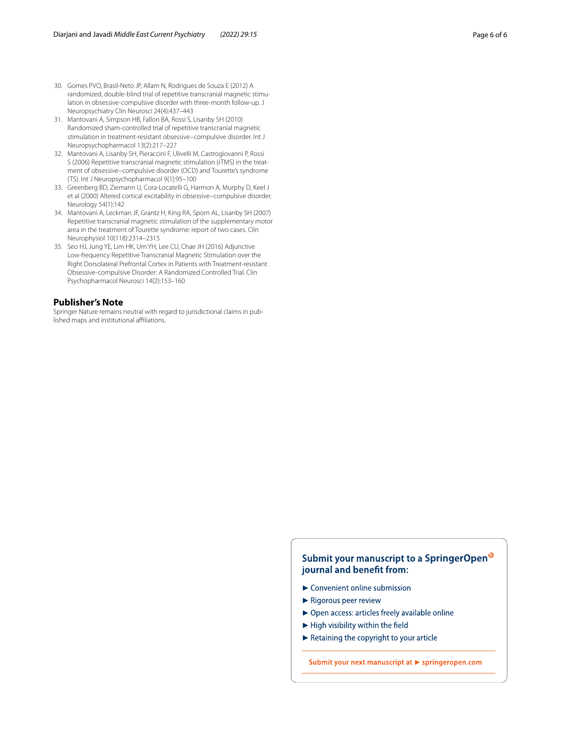30. Gomes PVO, Brasil-Neto JP, Allam N, Rodrigues de Souza E (2012) A randomized, double-blind trial of repetitive transcranial magnetic stimulation in obsessive-compulsive disorder with three-month follow-up. J Neuropsychiatry Clin Neurosci 24(4):437–443
31. Mantovani A, Simpson HB, Fallon BA, Rossi S, Lisanby SH (2010) Randomized sham-controlled trial of repetitive transcranial magnetic stimulation in treatment-resistant obsessive–compulsive disorder. Int J Neuropsychopharmacol 13(2):217–227
32. Mantovani A, Lisanby SH, Pieraccini F, Ulivelli M, Castrogiovanni P, Rossi S (2006) Repetitive transcranial magnetic stimulation (rTMS) in the treatment of obsessive–compulsive disorder (OCD) and Tourette's syndrome (TS). Int J Neuropsychopharmacol 9(1):95–100
33. Greenberg BD, Ziemann U, Cora-Locatelli G, Harmon A, Murphy D, Keel J et al (2000) Altered cortical excitability in obsessive–compulsive disorder. Neurology 54(1):142
34. Mantovani A, Leckman JF, Grantz H, King RA, Sporn AL, Lisanby SH (2007) Repetitive transcranial magnetic stimulation of the supplementary motor area in the treatment of Tourette syndrome: report of two cases. Clin Neurophysiol 10(118):2314–2315
35. Seo HJ, Jung YE, Lim HK, Um YH, Lee CU, Chae JH (2016) Adjunctive Low-frequency Repetitive Transcranial Magnetic Stimulation over the Right Dorsolateral Prefrontal Cortex in Patients with Treatment-resistant Obsessive-compulsive Disorder: A Randomized Controlled Trial. Clin Psychopharmacol Neurosci 14(2):153–160

## Publisher's Note

Springer Nature remains neutral with regard to jurisdictional claims in published maps and institutional affiliations.

**Submit your manuscript to a SpringerOpen journal and benefit from:**

- ► Convenient online submission
- ► Rigorous peer review
- ► Open access: articles freely available online
- ► High visibility within the field
- ► Retaining the copyright to your article

**Submit your next manuscript at ► springeropen.com**